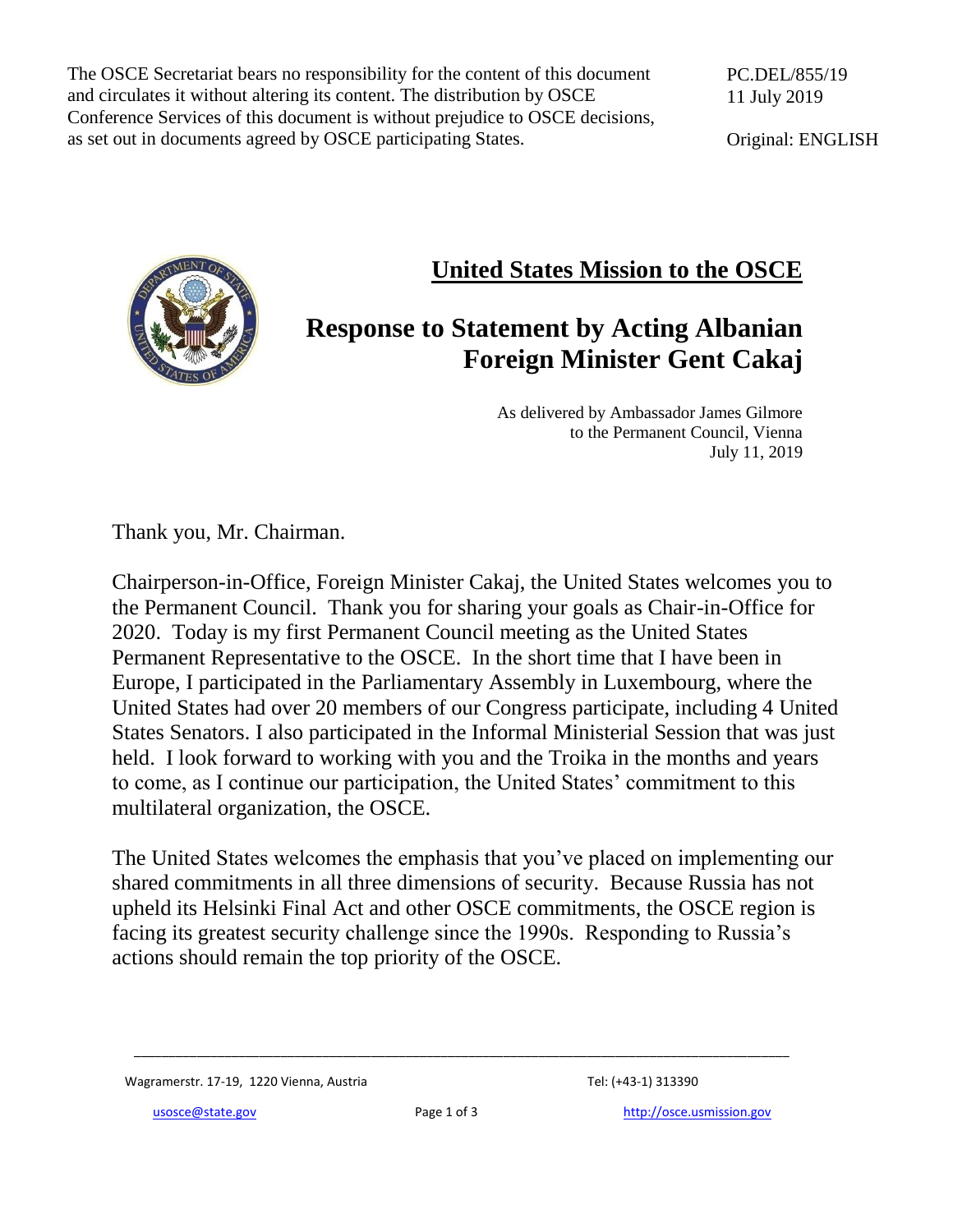The OSCE Secretariat bears no responsibility for the content of this document and circulates it without altering its content. The distribution by OSCE Conference Services of this document is without prejudice to OSCE decisions, as set out in documents agreed by OSCE participating States.

PC.DEL/855/19
11 July 2019

Original: ENGLISH

# United States Mission to the OSCE

## Response to Statement by Acting Albanian Foreign Minister Gent Cakaj

As delivered by Ambassador James Gilmore
to the Permanent Council, Vienna
July 11, 2019

Thank you, Mr. Chairman.

Chairperson-in-Office, Foreign Minister Cakaj, the United States welcomes you to the Permanent Council. Thank you for sharing your goals as Chair-in-Office for 2020. Today is my first Permanent Council meeting as the United States Permanent Representative to the OSCE. In the short time that I have been in Europe, I participated in the Parliamentary Assembly in Luxembourg, where the United States had over 20 members of our Congress participate, including 4 United States Senators. I also participated in the Informal Ministerial Session that was just held. I look forward to working with you and the Troika in the months and years to come, as I continue our participation, the United States' commitment to this multilateral organization, the OSCE.

The United States welcomes the emphasis that you've placed on implementing our shared commitments in all three dimensions of security. Because Russia has not upheld its Helsinki Final Act and other OSCE commitments, the OSCE region is facing its greatest security challenge since the 1990s. Responding to Russia's actions should remain the top priority of the OSCE.

Wagramerstr. 17-19, 1220 Vienna, Austria
Tel: (+43-1) 313390
usosce@state.gov
http://osce.usmission.gov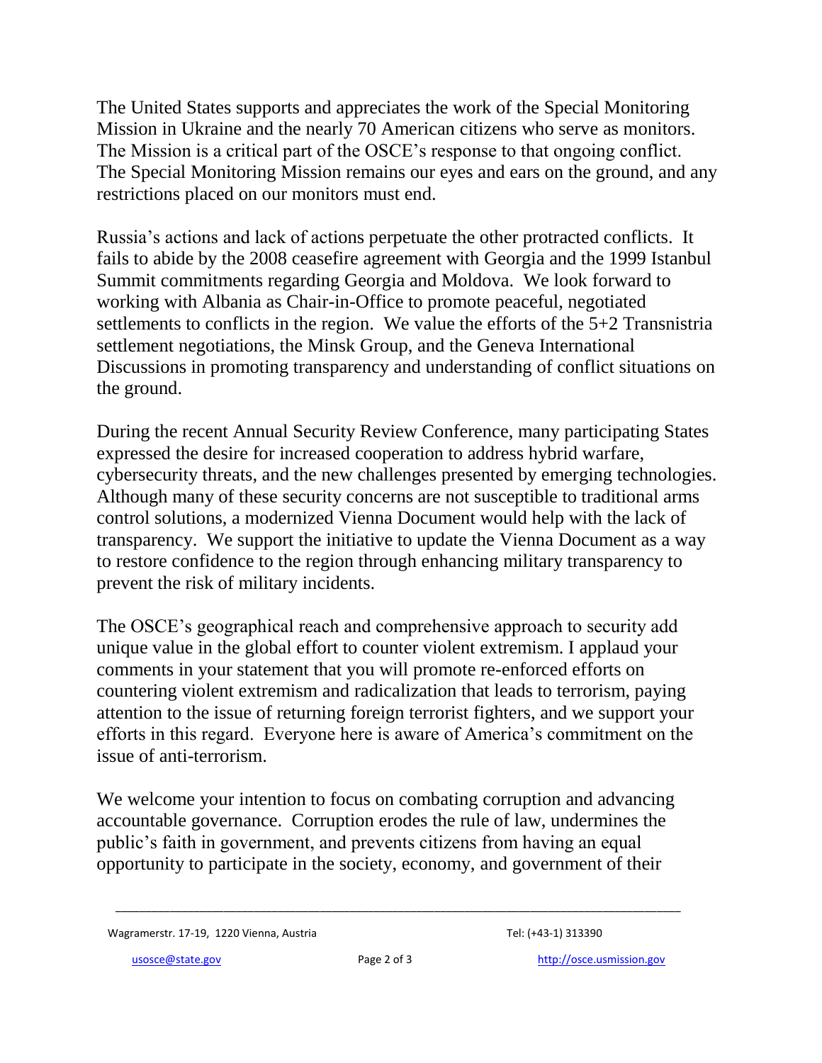The United States supports and appreciates the work of the Special Monitoring Mission in Ukraine and the nearly 70 American citizens who serve as monitors. The Mission is a critical part of the OSCE's response to that ongoing conflict. The Special Monitoring Mission remains our eyes and ears on the ground, and any restrictions placed on our monitors must end.

Russia's actions and lack of actions perpetuate the other protracted conflicts. It fails to abide by the 2008 ceasefire agreement with Georgia and the 1999 Istanbul Summit commitments regarding Georgia and Moldova. We look forward to working with Albania as Chair-in-Office to promote peaceful, negotiated settlements to conflicts in the region. We value the efforts of the 5+2 Transnistria settlement negotiations, the Minsk Group, and the Geneva International Discussions in promoting transparency and understanding of conflict situations on the ground.

During the recent Annual Security Review Conference, many participating States expressed the desire for increased cooperation to address hybrid warfare, cybersecurity threats, and the new challenges presented by emerging technologies. Although many of these security concerns are not susceptible to traditional arms control solutions, a modernized Vienna Document would help with the lack of transparency. We support the initiative to update the Vienna Document as a way to restore confidence to the region through enhancing military transparency to prevent the risk of military incidents.

The OSCE's geographical reach and comprehensive approach to security add unique value in the global effort to counter violent extremism. I applaud your comments in your statement that you will promote re-enforced efforts on countering violent extremism and radicalization that leads to terrorism, paying attention to the issue of returning foreign terrorist fighters, and we support your efforts in this regard. Everyone here is aware of America's commitment on the issue of anti-terrorism.

We welcome your intention to focus on combating corruption and advancing accountable governance. Corruption erodes the rule of law, undermines the public's faith in government, and prevents citizens from having an equal opportunity to participate in the society, economy, and government of their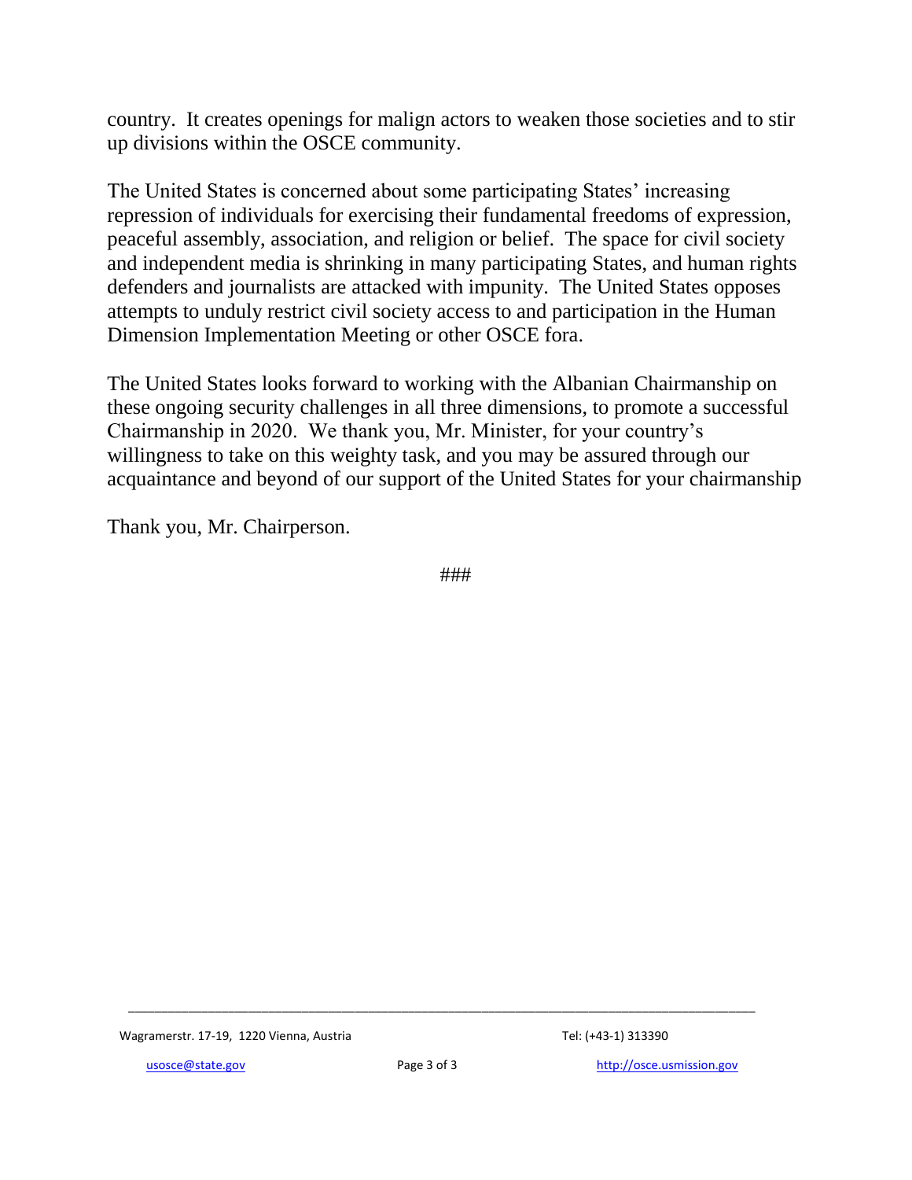country. It creates openings for malign actors to weaken those societies and to stir up divisions within the OSCE community.

The United States is concerned about some participating States' increasing repression of individuals for exercising their fundamental freedoms of expression, peaceful assembly, association, and religion or belief. The space for civil society and independent media is shrinking in many participating States, and human rights defenders and journalists are attacked with impunity. The United States opposes attempts to unduly restrict civil society access to and participation in the Human Dimension Implementation Meeting or other OSCE fora.

The United States looks forward to working with the Albanian Chairmanship on these ongoing security challenges in all three dimensions, to promote a successful Chairmanship in 2020. We thank you, Mr. Minister, for your country's willingness to take on this weighty task, and you may be assured through our acquaintance and beyond of our support of the United States for your chairmanship

Thank you, Mr. Chairperson.

###